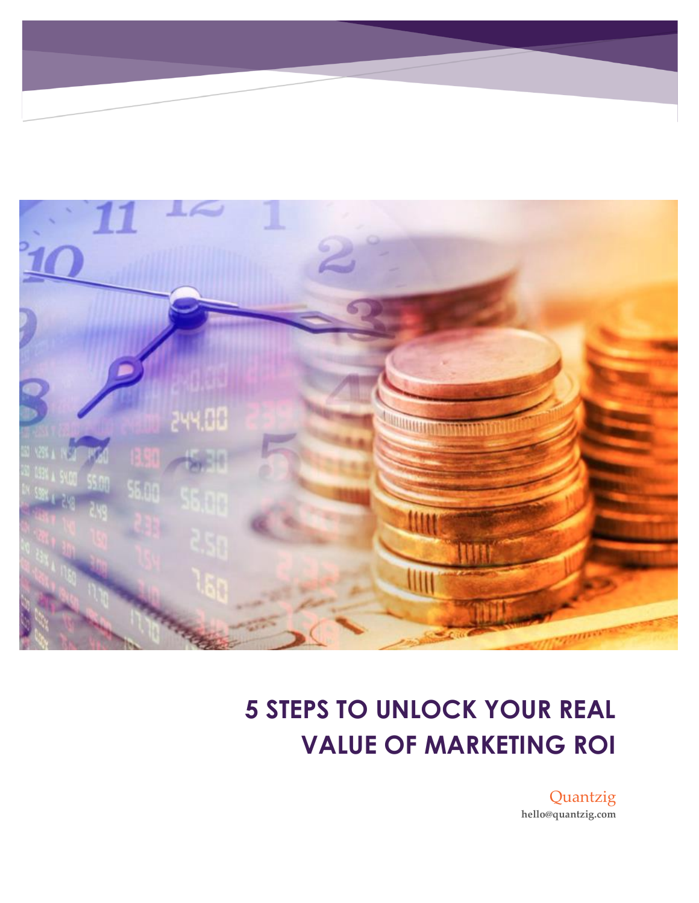# 5 STEPS TO UNLOCK YOUR REAL VALUE OF MARKETING ROI

Quantzig

**hello@quantzig.com**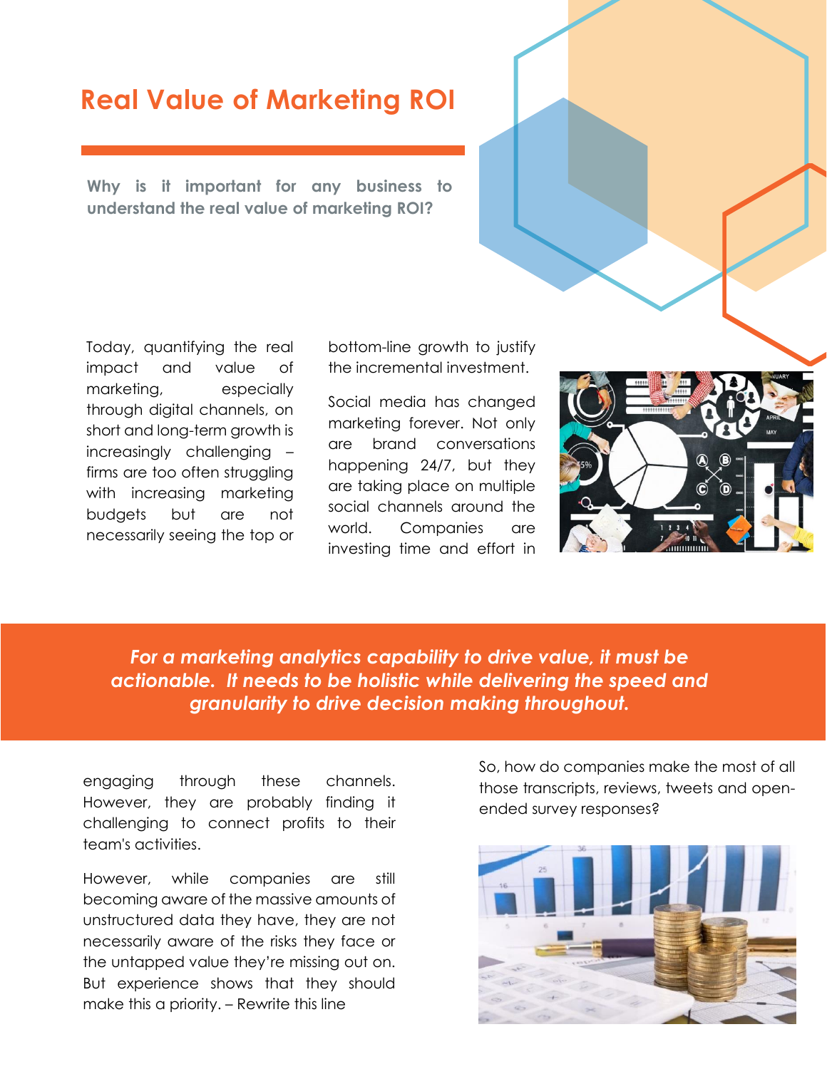# Real Value of Marketing ROI

**Why is it important for any business to understand the real value of marketing ROI?**

Today, quantifying the real impact and value of marketing, especially through digital channels, on short and long-term growth is increasingly challenging – firms are too often struggling with increasing marketing budgets but are not necessarily seeing the top or bottom-line growth to justify the incremental investment.

Social media has changed marketing forever. Not only are brand conversations happening 24/7, but they are taking place on multiple social channels around the world. Companies are investing time and effort in engaging through these channels. However, they are probably finding it challenging to connect profits to their team's activities.

***For a marketing analytics capability to drive value, it must be actionable. It needs to be holistic while delivering the speed and granularity to drive decision making throughout.***

However, while companies are still becoming aware of the massive amounts of unstructured data they have, they are not necessarily aware of the risks they face or the untapped value they're missing out on. But experience shows that they should make this a priority. – Rewrite this line

So, how do companies make the most of all those transcripts, reviews, tweets and open-ended survey responses?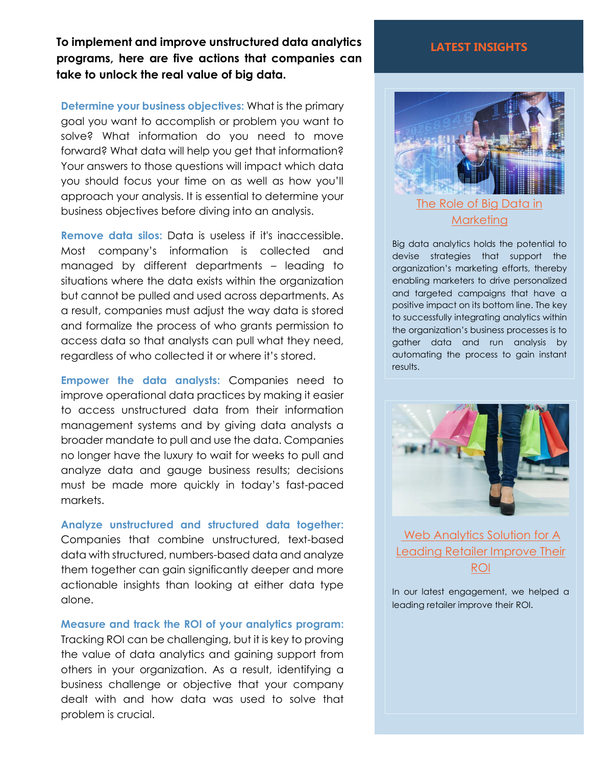**To implement and improve unstructured data analytics programs, here are five actions that companies can take to unlock the real value of big data.**

**Determine your business objectives:** What is the primary goal you want to accomplish or problem you want to solve? What information do you need to move forward? What data will help you get that information? Your answers to those questions will impact which data you should focus your time on as well as how you'll approach your analysis. It is essential to determine your business objectives before diving into an analysis.

**Remove data silos:** Data is useless if it's inaccessible. Most company's information is collected and managed by different departments – leading to situations where the data exists within the organization but cannot be pulled and used across departments. As a result, companies must adjust the way data is stored and formalize the process of who grants permission to access data so that analysts can pull what they need, regardless of who collected it or where it's stored.

**Empower the data analysts:** Companies need to improve operational data practices by making it easier to access unstructured data from their information management systems and by giving data analysts a broader mandate to pull and use the data. Companies no longer have the luxury to wait for weeks to pull and analyze data and gauge business results; decisions must be made more quickly in today's fast-paced markets.

**Analyze unstructured and structured data together:** Companies that combine unstructured, text-based data with structured, numbers-based data and analyze them together can gain significantly deeper and more actionable insights than looking at either data type alone.

**Measure and track the ROI of your analytics program:** Tracking ROI can be challenging, but it is key to proving the value of data analytics and gaining support from others in your organization. As a result, identifying a business challenge or objective that your company dealt with and how data was used to solve that problem is crucial.

## LATEST INSIGHTS

### The Role of Big Data in Marketing

Big data analytics holds the potential to devise strategies that support the organization's marketing efforts, thereby enabling marketers to drive personalized and targeted campaigns that have a positive impact on its bottom line. The key to successfully integrating analytics within the organization's business processes is to gather data and run analysis by automating the process to gain instant results.

### Web Analytics Solution for A Leading Retailer Improve Their ROI

In our latest engagement, we helped a leading retailer improve their ROI.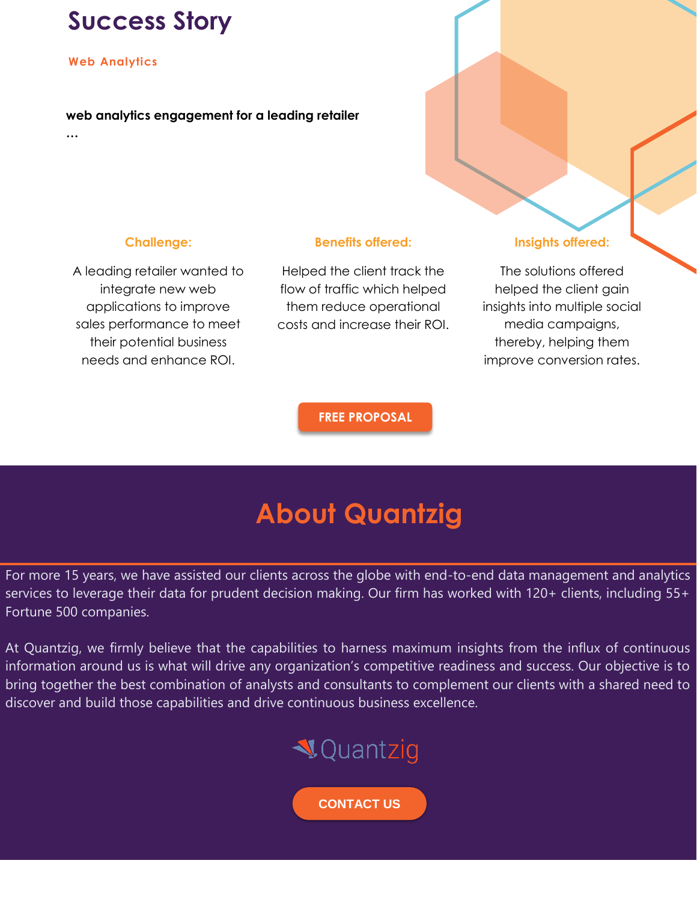# Success Story

**Web Analytics**

**web analytics engagement for a leading retailer**
...

### Challenge:

A leading retailer wanted to integrate new web applications to improve sales performance to meet their potential business needs and enhance ROI.

### Benefits offered:

Helped the client track the flow of traffic which helped them reduce operational costs and increase their ROI.

### Insights offered:

The solutions offered helped the client gain insights into multiple social media campaigns, thereby, helping them improve conversion rates.

FREE PROPOSAL

## About Quantzig

For more 15 years, we have assisted our clients across the globe with end-to-end data management and analytics services to leverage their data for prudent decision making. Our firm has worked with 120+ clients, including 55+ Fortune 500 companies.

At Quantzig, we firmly believe that the capabilities to harness maximum insights from the influx of continuous information around us is what will drive any organization's competitive readiness and success. Our objective is to bring together the best combination of analysts and consultants to complement our clients with a shared need to discover and build those capabilities and drive continuous business excellence.

Quantzig

CONTACT US